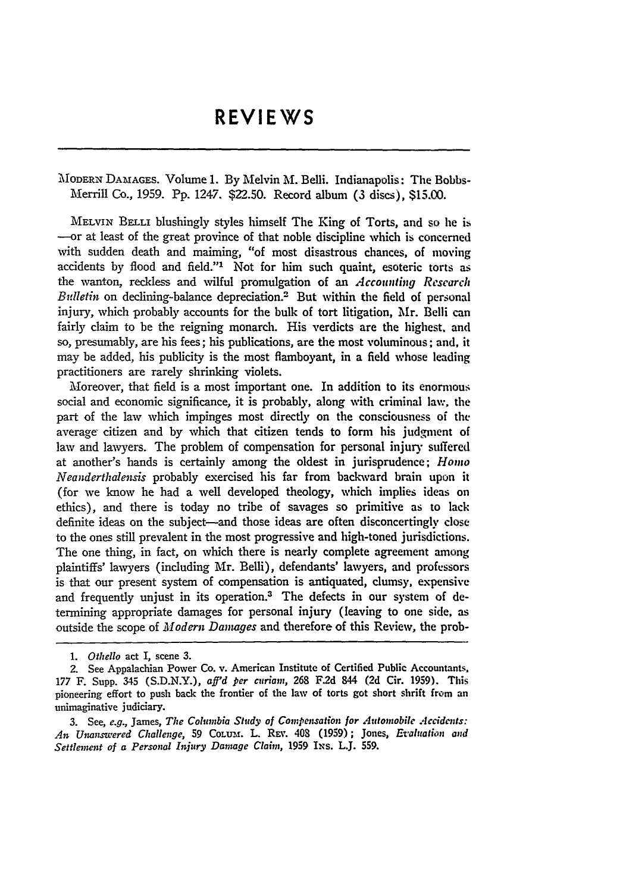# REVIEWS

MODERN DAMAGES. Volume 1. By Melvin M. Belli. Indianapolis: The Bobbs-Merrill Co., 1959. Pp. 1247. $22.50. Record album (3 discs), $15.00.

MELVIN BELLI blushingly styles himself The King of Torts, and so he is —or at least of the great province of that noble discipline which is concerned with sudden death and maiming, "of most disastrous chances, of moving accidents by flood and field."[1] Not for him such quaint, esoteric torts as the wanton, reckless and wilful promulgation of an *Accounting Research Bulletin* on declining-balance depreciation.[2] But within the field of personal injury, which probably accounts for the bulk of tort litigation, Mr. Belli can fairly claim to be the reigning monarch. His verdicts are the highest, and so, presumably, are his fees; his publications, are the most voluminous; and, it may be added, his publicity is the most flamboyant, in a field whose leading practitioners are rarely shrinking violets.

Moreover, that field is a most important one. In addition to its enormous social and economic significance, it is probably, along with criminal law, the part of the law which impinges most directly on the consciousness of the average citizen and by which that citizen tends to form his judgment of law and lawyers. The problem of compensation for personal injury suffered at another's hands is certainly among the oldest in jurisprudence; *Homo Neanderthalensis* probably exercised his far from backward brain upon it (for we know he had a well developed theology, which implies ideas on ethics), and there is today no tribe of savages so primitive as to lack definite ideas on the subject—and those ideas are often disconcertingly close to the ones still prevalent in the most progressive and high-toned jurisdictions. The one thing, in fact, on which there is nearly complete agreement among plaintiffs' lawyers (including Mr. Belli), defendants' lawyers, and professors is that our present system of compensation is antiquated, clumsy, expensive and frequently unjust in its operation.[3] The defects in our system of determining appropriate damages for personal injury (leaving to one side, as outside the scope of *Modern Damages* and therefore of this Review, the prob-

1. *Othello* act I, scene 3.

2. See Appalachian Power Co. v. American Institute of Certified Public Accountants, 177 F. Supp. 345 (S.D.N.Y.), *aff'd per curiam*, 268 F.2d 844 (2d Cir. 1959). This pioneering effort to push back the frontier of the law of torts got short shrift from an unimaginative judiciary.

3. See, *e.g.*, James, *The Columbia Study of Compensation for Automobile Accidents: An Unanswered Challenge*, 59 COLUM. L. REV. 408 (1959); Jones, *Evaluation and Settlement of a Personal Injury Damage Claim*, 1959 INS. L.J. 559.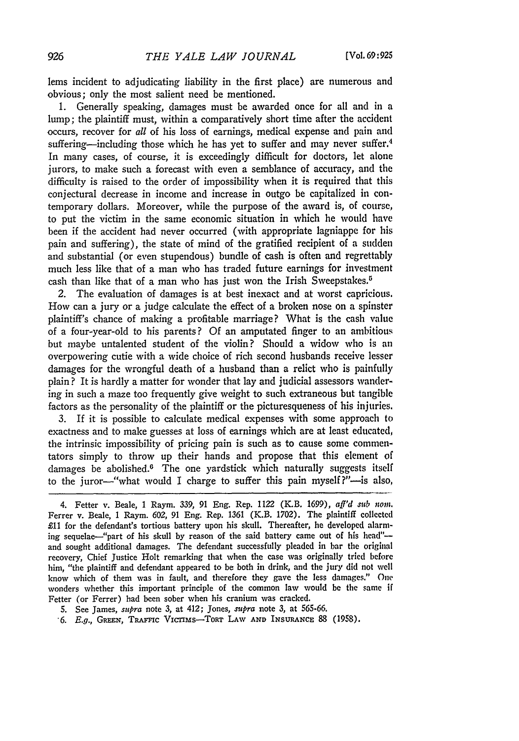lems incident to adjudicating liability in the first place) are numerous and obvious; only the most salient need be mentioned.

1. Generally speaking, damages must be awarded once for all and in a lump; the plaintiff must, within a comparatively short time after the accident occurs, recover for *all* of his loss of earnings, medical expense and pain and suffering—including those which he has yet to suffer and may never suffer.[4] In many cases, of course, it is exceedingly difficult for doctors, let alone jurors, to make such a forecast with even a semblance of accuracy, and the difficulty is raised to the order of impossibility when it is required that this conjectural decrease in income and increase in outgo be capitalized in contemporary dollars. Moreover, while the purpose of the award is, of course, to put the victim in the same economic situation in which he would have been if the accident had never occurred (with appropriate lagniappe for his pain and suffering), the state of mind of the gratified recipient of a sudden and substantial (or even stupendous) bundle of cash is often and regrettably much less like that of a man who has traded future earnings for investment cash than like that of a man who has just won the Irish Sweepstakes.[5]

2. The evaluation of damages is at best inexact and at worst capricious. How can a jury or a judge calculate the effect of a broken nose on a spinster plaintiff's chance of making a profitable marriage? What is the cash value of a four-year-old to his parents? Of an amputated finger to an ambitious but maybe untalented student of the violin? Should a widow who is an overpowering cutie with a wide choice of rich second husbands receive lesser damages for the wrongful death of a husband than a relict who is painfully plain? It is hardly a matter for wonder that lay and judicial assessors wandering in such a maze too frequently give weight to such extraneous but tangible factors as the personality of the plaintiff or the picturesqueness of his injuries.

3. If it is possible to calculate medical expenses with some approach to exactness and to make guesses at loss of earnings which are at least educated, the intrinsic impossibility of pricing pain is such as to cause some commentators simply to throw up their hands and propose that this element of damages be abolished.[6] The one yardstick which naturally suggests itself to the juror—"what would I charge to suffer this pain myself?"—is also,

---

4. Fetter v. Beale, 1 Raym. 339, 91 Eng. Rep. 1122 (K.B. 1699), *aff'd sub nom.* Ferrer v. Beale, 1 Raym. 602, 91 Eng. Rep. 1361 (K.B. 1702). The plaintiff collected £11 for the defendant's tortious battery upon his skull. Thereafter, he developed alarming sequelae—"part of his skull by reason of the said battery came out of his head"—and sought additional damages. The defendant successfully pleaded in bar the original recovery, Chief Justice Holt remarking that when the case was originally tried before him, "the plaintiff and defendant appeared to be both in drink, and the jury did not well know which of them was in fault, and therefore they gave the less damages." One wonders whether this important principle of the common law would be the same if Fetter (or Ferrer) had been sober when his cranium was cracked.

5. See James, *supra* note 3, at 412; Jones, *supra* note 3, at 565-66.

6. *E.g.*, GREEN, TRAFFIC VICTIMS—TORT LAW AND INSURANCE 88 (1958).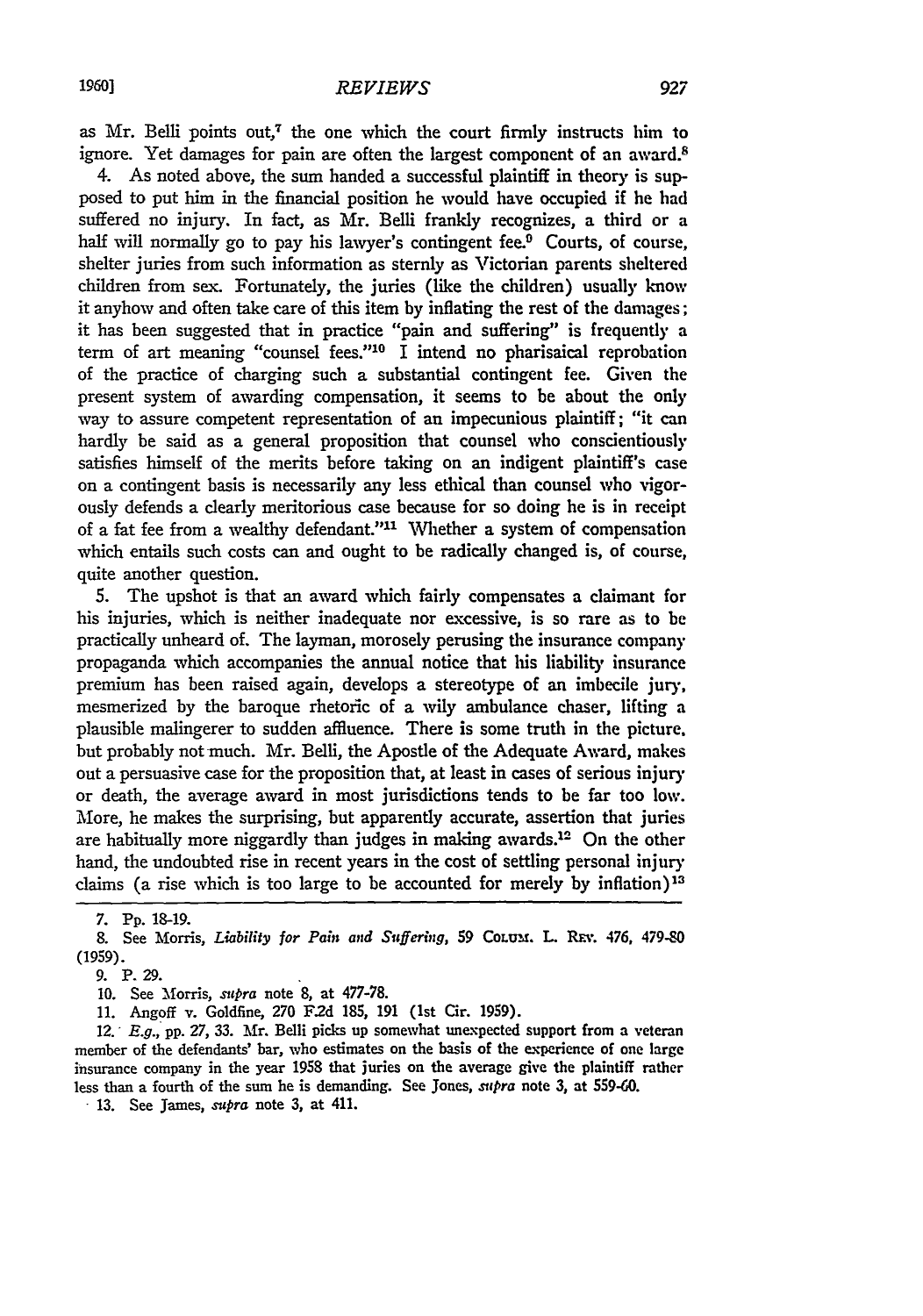as Mr. Belli points out,[7] the one which the court firmly instructs him to ignore. Yet damages for pain are often the largest component of an award.[8]

4. As noted above, the sum handed a successful plaintiff in theory is supposed to put him in the financial position he would have occupied if he had suffered no injury. In fact, as Mr. Belli frankly recognizes, a third or a half will normally go to pay his lawyer's contingent fee.[9] Courts, of course, shelter juries from such information as sternly as Victorian parents sheltered children from sex. Fortunately, the juries (like the children) usually know it anyhow and often take care of this item by inflating the rest of the damages; it has been suggested that in practice "pain and suffering" is frequently a term of art meaning "counsel fees."[10] I intend no pharisaical reprobation of the practice of charging such a substantial contingent fee. Given the present system of awarding compensation, it seems to be about the only way to assure competent representation of an impecunious plaintiff; "it can hardly be said as a general proposition that counsel who conscientiously satisfies himself of the merits before taking on an indigent plaintiff's case on a contingent basis is necessarily any less ethical than counsel who vigorously defends a clearly meritorious case because for so doing he is in receipt of a fat fee from a wealthy defendant."[11] Whether a system of compensation which entails such costs can and ought to be radically changed is, of course, quite another question.

5. The upshot is that an award which fairly compensates a claimant for his injuries, which is neither inadequate nor excessive, is so rare as to be practically unheard of. The layman, morosely perusing the insurance company propaganda which accompanies the annual notice that his liability insurance premium has been raised again, develops a stereotype of an imbecile jury, mesmerized by the baroque rhetoric of a wily ambulance chaser, lifting a plausible malingerer to sudden affluence. There is some truth in the picture, but probably not much. Mr. Belli, the Apostle of the Adequate Award, makes out a persuasive case for the proposition that, at least in cases of serious injury or death, the average award in most jurisdictions tends to be far too low. More, he makes the surprising, but apparently accurate, assertion that juries are habitually more niggardly than judges in making awards.[12] On the other hand, the undoubted rise in recent years in the cost of settling personal injury claims (a rise which is too large to be accounted for merely by inflation)[13]

---

7. Pp. 18-19.

8. See Morris, *Liability for Pain and Suffering*, 59 Colum. L. Rev. 476, 479-80 (1959).

9. P. 29.

10. See Morris, *supra* note 8, at 477-78.

11. Angoff v. Goldfine, 270 F.2d 185, 191 (1st Cir. 1959).

12. *E.g.*, pp. 27, 33. Mr. Belli picks up somewhat unexpected support from a veteran member of the defendants' bar, who estimates on the basis of the experience of one large insurance company in the year 1958 that juries on the average give the plaintiff rather less than a fourth of the sum he is demanding. See Jones, *supra* note 3, at 559-60.

13. See James, *supra* note 3, at 411.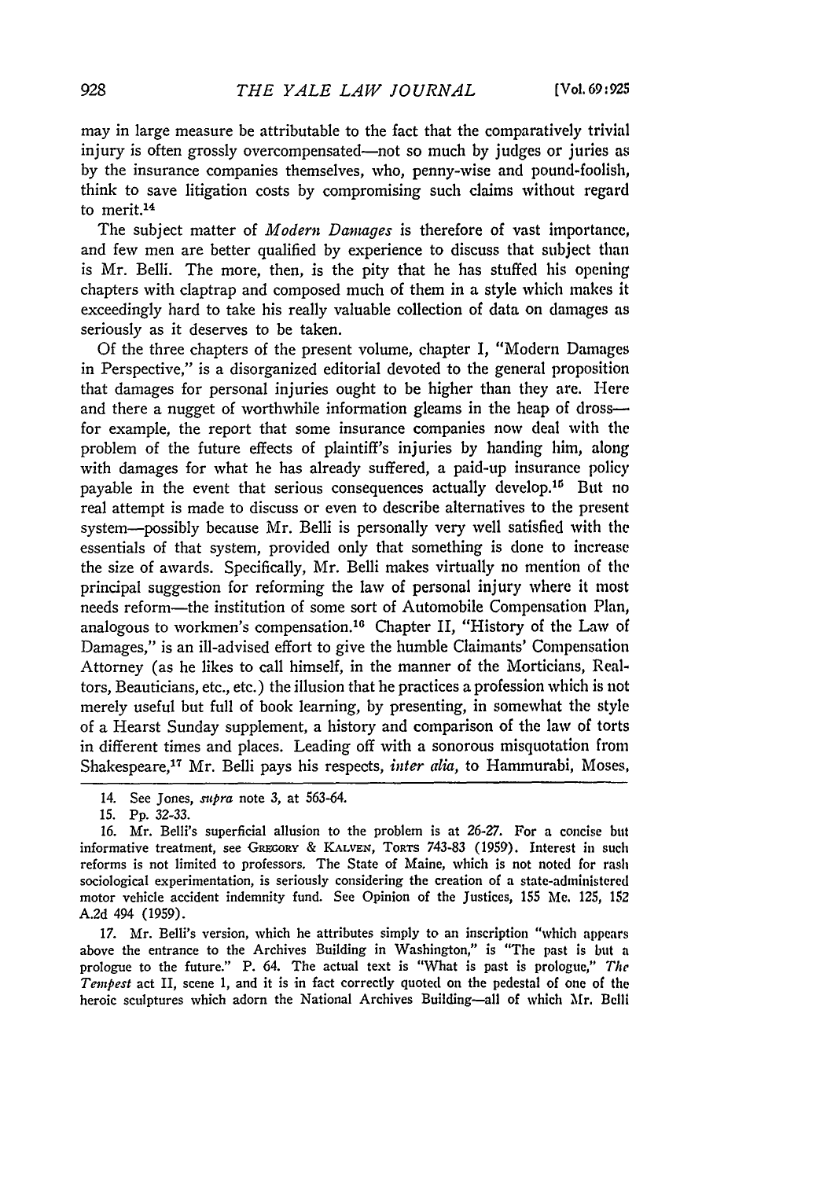may in large measure be attributable to the fact that the comparatively trivial injury is often grossly overcompensated—not so much by judges or juries as by the insurance companies themselves, who, penny-wise and pound-foolish, think to save litigation costs by compromising such claims without regard to merit.[14]

The subject matter of *Modern Damages* is therefore of vast importance, and few men are better qualified by experience to discuss that subject than is Mr. Belli. The more, then, is the pity that he has stuffed his opening chapters with claptrap and composed much of them in a style which makes it exceedingly hard to take his really valuable collection of data on damages as seriously as it deserves to be taken.

Of the three chapters of the present volume, chapter I, "Modern Damages in Perspective," is a disorganized editorial devoted to the general proposition that damages for personal injuries ought to be higher than they are. Here and there a nugget of worthwhile information gleams in the heap of dross—for example, the report that some insurance companies now deal with the problem of the future effects of plaintiff's injuries by handing him, along with damages for what he has already suffered, a paid-up insurance policy payable in the event that serious consequences actually develop.[15] But no real attempt is made to discuss or even to describe alternatives to the present system—possibly because Mr. Belli is personally very well satisfied with the essentials of that system, provided only that something is done to increase the size of awards. Specifically, Mr. Belli makes virtually no mention of the principal suggestion for reforming the law of personal injury where it most needs reform—the institution of some sort of Automobile Compensation Plan, analogous to workmen's compensation.[16] Chapter II, "History of the Law of Damages," is an ill-advised effort to give the humble Claimants' Compensation Attorney (as he likes to call himself, in the manner of the Morticians, Realtors, Beauticians, etc., etc.) the illusion that he practices a profession which is not merely useful but full of book learning, by presenting, in somewhat the style of a Hearst Sunday supplement, a history and comparison of the law of torts in different times and places. Leading off with a sonorous misquotation from Shakespeare,[17] Mr. Belli pays his respects, *inter alia*, to Hammurabi, Moses,

14. See Jones, *supra* note 3, at 563-64.

15. Pp. 32-33.

16. Mr. Belli's superficial allusion to the problem is at 26-27. For a concise but informative treatment, see GREGORY & KALVEN, TORTS 743-83 (1959). Interest in such reforms is not limited to professors. The State of Maine, which is not noted for rash sociological experimentation, is seriously considering the creation of a state-administered motor vehicle accident indemnity fund. See Opinion of the Justices, 155 Me. 125, 152 A.2d 494 (1959).

17. Mr. Belli's version, which he attributes simply to an inscription "which appears above the entrance to the Archives Building in Washington," is "The past is but a prologue to the future." P. 64. The actual text is "What is past is prologue," *The Tempest* act II, scene 1, and it is in fact correctly quoted on the pedestal of one of the heroic sculptures which adorn the National Archives Building—all of which Mr. Belli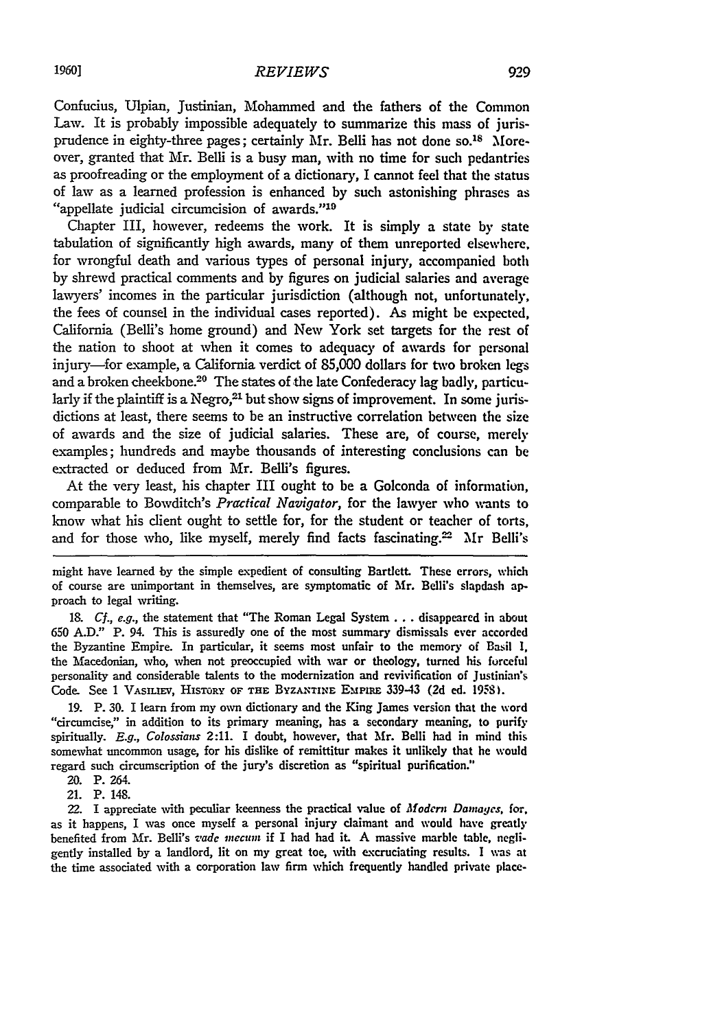Confucius, Ulpian, Justinian, Mohammed and the fathers of the Common Law. It is probably impossible adequately to summarize this mass of jurisprudence in eighty-three pages; certainly Mr. Belli has not done so.[18] Moreover, granted that Mr. Belli is a busy man, with no time for such pedantries as proofreading or the employment of a dictionary, I cannot feel that the status of law as a learned profession is enhanced by such astonishing phrases as "appellate judicial circumcision of awards."[19]

Chapter III, however, redeems the work. It is simply a state by state tabulation of significantly high awards, many of them unreported elsewhere, for wrongful death and various types of personal injury, accompanied both by shrewd practical comments and by figures on judicial salaries and average lawyers' incomes in the particular jurisdiction (although not, unfortunately, the fees of counsel in the individual cases reported). As might be expected, California (Belli's home ground) and New York set targets for the rest of the nation to shoot at when it comes to adequacy of awards for personal injury—for example, a California verdict of 85,000 dollars for two broken legs and a broken cheekbone.[20] The states of the late Confederacy lag badly, particularly if the plaintiff is a Negro,[21] but show signs of improvement. In some jurisdictions at least, there seems to be an instructive correlation between the size of awards and the size of judicial salaries. These are, of course, merely examples; hundreds and maybe thousands of interesting conclusions can be extracted or deduced from Mr. Belli's figures.

At the very least, his chapter III ought to be a Golconda of information, comparable to Bowditch's *Practical Navigator*, for the lawyer who wants to know what his client ought to settle for, for the student or teacher of torts, and for those who, like myself, merely find facts fascinating.[22] Mr Belli's

---

might have learned by the simple expedient of consulting Bartlett. These errors, which of course are unimportant in themselves, are symptomatic of Mr. Belli's slapdash approach to legal writing.

18. *Cf., e.g.*, the statement that "The Roman Legal System . . . disappeared in about 650 A.D." P. 94. This is assuredly one of the most summary dismissals ever accorded the Byzantine Empire. In particular, it seems most unfair to the memory of Basil I, the Macedonian, who, when not preoccupied with war or theology, turned his forceful personality and considerable talents to the modernization and revivification of Justinian's Code. See 1 VASILIEV, HISTORY OF THE BYZANTINE EMPIRE 339-43 (2d ed. 1958).

19. P. 30. I learn from my own dictionary and the King James version that the word "circumcise," in addition to its primary meaning, has a secondary meaning, to purify spiritually. *E.g., Colossians* 2:11. I doubt, however, that Mr. Belli had in mind this somewhat uncommon usage, for his dislike of remittitur makes it unlikely that he would regard such circumscription of the jury's discretion as "spiritual purification."

20. P. 264.

21. P. 148.

22. I appreciate with peculiar keenness the practical value of *Modern Damages*, for, as it happens, I was once myself a personal injury claimant and would have greatly benefited from Mr. Belli's *vade mecum* if I had had it. A massive marble table, negligently installed by a landlord, lit on my great toe, with excruciating results. I was at the time associated with a corporation law firm which frequently handled private place-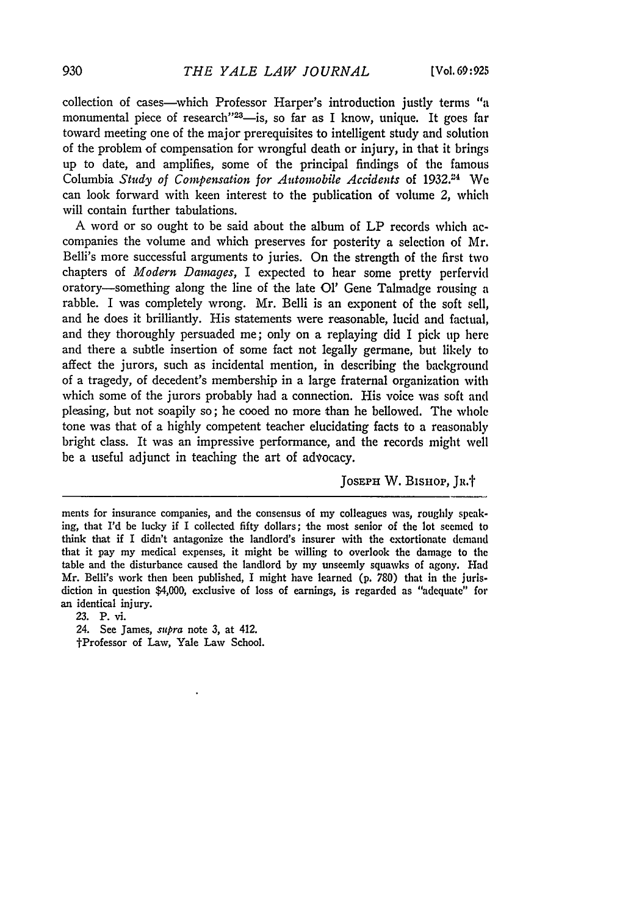collection of cases—which Professor Harper's introduction justly terms "a monumental piece of research"[23]—is, so far as I know, unique. It goes far toward meeting one of the major prerequisites to intelligent study and solution of the problem of compensation for wrongful death or injury, in that it brings up to date, and amplifies, some of the principal findings of the famous Columbia *Study of Compensation for Automobile Accidents* of 1932.[24] We can look forward with keen interest to the publication of volume 2, which will contain further tabulations.

A word or so ought to be said about the album of LP records which accompanies the volume and which preserves for posterity a selection of Mr. Belli's more successful arguments to juries. On the strength of the first two chapters of *Modern Damages*, I expected to hear some pretty perfervid oratory—something along the line of the late Ol' Gene Talmadge rousing a rabble. I was completely wrong. Mr. Belli is an exponent of the soft sell, and he does it brilliantly. His statements were reasonable, lucid and factual, and they thoroughly persuaded me; only on a replaying did I pick up here and there a subtle insertion of some fact not legally germane, but likely to affect the jurors, such as incidental mention, in describing the background of a tragedy, of decedent's membership in a large fraternal organization with which some of the jurors probably had a connection. His voice was soft and pleasing, but not soapily so; he cooed no more than he bellowed. The whole tone was that of a highly competent teacher elucidating facts to a reasonably bright class. It was an impressive performance, and the records might well be a useful adjunct in teaching the art of advocacy.

JOSEPH W. BISHOP, JR.†

---

ments for insurance companies, and the consensus of my colleagues was, roughly speaking, that I'd be lucky if I collected fifty dollars; the most senior of the lot seemed to think that if I didn't antagonize the landlord's insurer with the extortionate demand that it pay my medical expenses, it might be willing to overlook the damage to the table and the disturbance caused the landlord by my unseemly squawks of agony. Had Mr. Belli's work then been published, I might have learned (p. 780) that in the jurisdiction in question $4,000, exclusive of loss of earnings, is regarded as "adequate" for an identical injury.

23. P. vi.

24. See James, *supra* note 3, at 412.

†Professor of Law, Yale Law School.